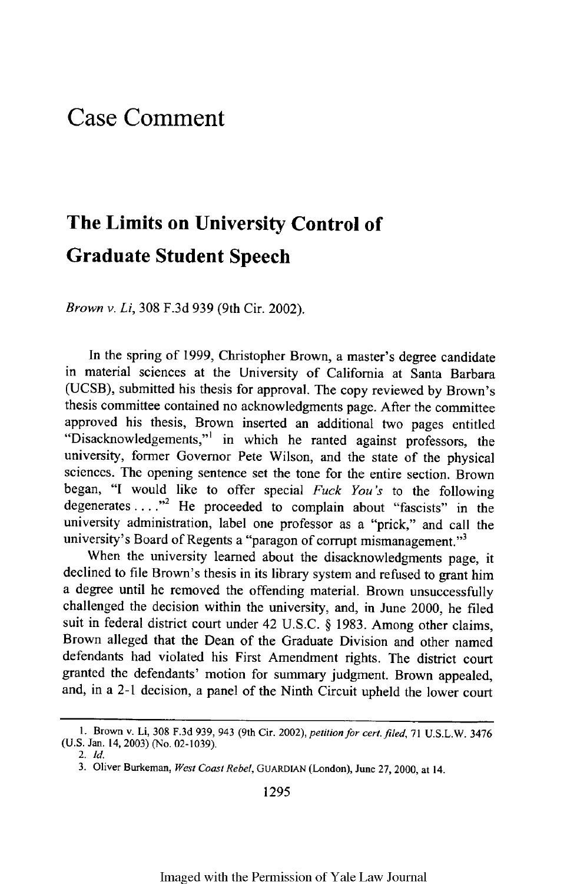# Case Comment

## The Limits on University Control of Graduate Student Speech

*Brown v. Li*, 308 F.3d 939 (9th Cir. 2002).

In the spring of 1999, Christopher Brown, a master's degree candidate in material sciences at the University of California at Santa Barbara (UCSB), submitted his thesis for approval. The copy reviewed by Brown's thesis committee contained no acknowledgments page. After the committee approved his thesis, Brown inserted an additional two pages entitled "Disacknowledgements,"[1] in which he ranted against professors, the university, former Governor Pete Wilson, and the state of the physical sciences. The opening sentence set the tone for the entire section. Brown began, "I would like to offer special *Fuck You's* to the following degenerates . . . ."[2] He proceeded to complain about "fascists" in the university administration, label one professor as a "prick," and call the university's Board of Regents a "paragon of corrupt mismanagement."[3]

When the university learned about the disacknowledgments page, it declined to file Brown's thesis in its library system and refused to grant him a degree until he removed the offending material. Brown unsuccessfully challenged the decision within the university, and, in June 2000, he filed suit in federal district court under 42 U.S.C. § 1983. Among other claims, Brown alleged that the Dean of the Graduate Division and other named defendants had violated his First Amendment rights. The district court granted the defendants' motion for summary judgment. Brown appealed, and, in a 2-1 decision, a panel of the Ninth Circuit upheld the lower court

---

1. Brown v. Li, 308 F.3d 939, 943 (9th Cir. 2002), *petition for cert. filed*, 71 U.S.L.W. 3476 (U.S. Jan. 14, 2003) (No. 02-1039).

2. *Id.*

3. Oliver Burkeman, *West Coast Rebel*, GUARDIAN (London), June 27, 2000, at 14.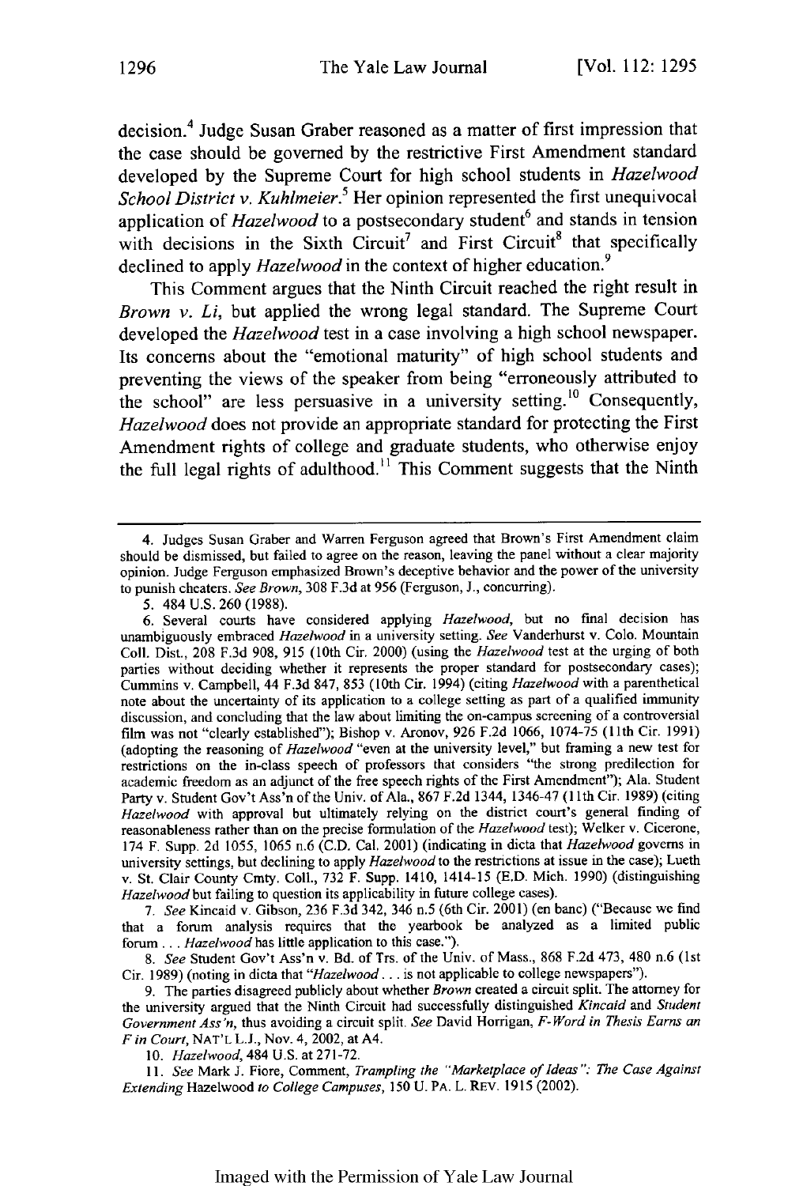decision.[4] Judge Susan Graber reasoned as a matter of first impression that the case should be governed by the restrictive First Amendment standard developed by the Supreme Court for high school students in *Hazelwood School District v. Kuhlmeier*.[5] Her opinion represented the first unequivocal application of *Hazelwood* to a postsecondary student[6] and stands in tension with decisions in the Sixth Circuit[7] and First Circuit[8] that specifically declined to apply *Hazelwood* in the context of higher education.[9]

This Comment argues that the Ninth Circuit reached the right result in *Brown v. Li*, but applied the wrong legal standard. The Supreme Court developed the *Hazelwood* test in a case involving a high school newspaper. Its concerns about the "emotional maturity" of high school students and preventing the views of the speaker from being "erroneously attributed to the school" are less persuasive in a university setting.[10] Consequently, *Hazelwood* does not provide an appropriate standard for protecting the First Amendment rights of college and graduate students, who otherwise enjoy the full legal rights of adulthood.[11] This Comment suggests that the Ninth

---

4. Judges Susan Graber and Warren Ferguson agreed that Brown's First Amendment claim should be dismissed, but failed to agree on the reason, leaving the panel without a clear majority opinion. Judge Ferguson emphasized Brown's deceptive behavior and the power of the university to punish cheaters. *See Brown*, 308 F.3d at 956 (Ferguson, J., concurring).

5. 484 U.S. 260 (1988).

6. Several courts have considered applying *Hazelwood*, but no final decision has unambiguously embraced *Hazelwood* in a university setting. *See* Vanderhurst v. Colo. Mountain Coll. Dist., 208 F.3d 908, 915 (10th Cir. 2000) (using the *Hazelwood* test at the urging of both parties without deciding whether it represents the proper standard for postsecondary cases); Cummins v. Campbell, 44 F.3d 847, 853 (10th Cir. 1994) (citing *Hazelwood* with a parenthetical note about the uncertainty of its application to a college setting as part of a qualified immunity discussion, and concluding that the law about limiting the on-campus screening of a controversial film was not "clearly established"); Bishop v. Aronov, 926 F.2d 1066, 1074-75 (11th Cir. 1991) (adopting the reasoning of *Hazelwood* "even at the university level," but framing a new test for restrictions on the in-class speech of professors that considers "the strong predilection for academic freedom as an adjunct of the free speech rights of the First Amendment"); Ala. Student Party v. Student Gov't Ass'n of the Univ. of Ala., 867 F.2d 1344, 1346-47 (11th Cir. 1989) (citing *Hazelwood* with approval but ultimately relying on the district court's general finding of reasonableness rather than on the precise formulation of the *Hazelwood* test); Welker v. Cicerone, 174 F. Supp. 2d 1055, 1065 n.6 (C.D. Cal. 2001) (indicating in dicta that *Hazelwood* governs in university settings, but declining to apply *Hazelwood* to the restrictions at issue in the case); Lueth v. St. Clair County Cmty. Coll., 732 F. Supp. 1410, 1414-15 (E.D. Mich. 1990) (distinguishing *Hazelwood* but failing to question its applicability in future college cases).

7. *See* Kincaid v. Gibson, 236 F.3d 342, 346 n.5 (6th Cir. 2001) (en banc) ("Because we find that a forum analysis requires that the yearbook be analyzed as a limited public forum . . . *Hazelwood* has little application to this case.").

8. *See* Student Gov't Ass'n v. Bd. of Trs. of the Univ. of Mass., 868 F.2d 473, 480 n.6 (1st Cir. 1989) (noting in dicta that "*Hazelwood* . . . is not applicable to college newspapers").

9. The parties disagreed publicly about whether *Brown* created a circuit split. The attorney for the university argued that the Ninth Circuit had successfully distinguished *Kincaid* and *Student Government Ass'n*, thus avoiding a circuit split. *See* David Horrigan, *F-Word in Thesis Earns an F in Court*, NAT'L L.J., Nov. 4, 2002, at A4.

10. *Hazelwood*, 484 U.S. at 271-72.

11. *See* Mark J. Fiore, Comment, *Trampling the "Marketplace of Ideas": The Case Against Extending* Hazelwood *to College Campuses*, 150 U. PA. L. REV. 1915 (2002).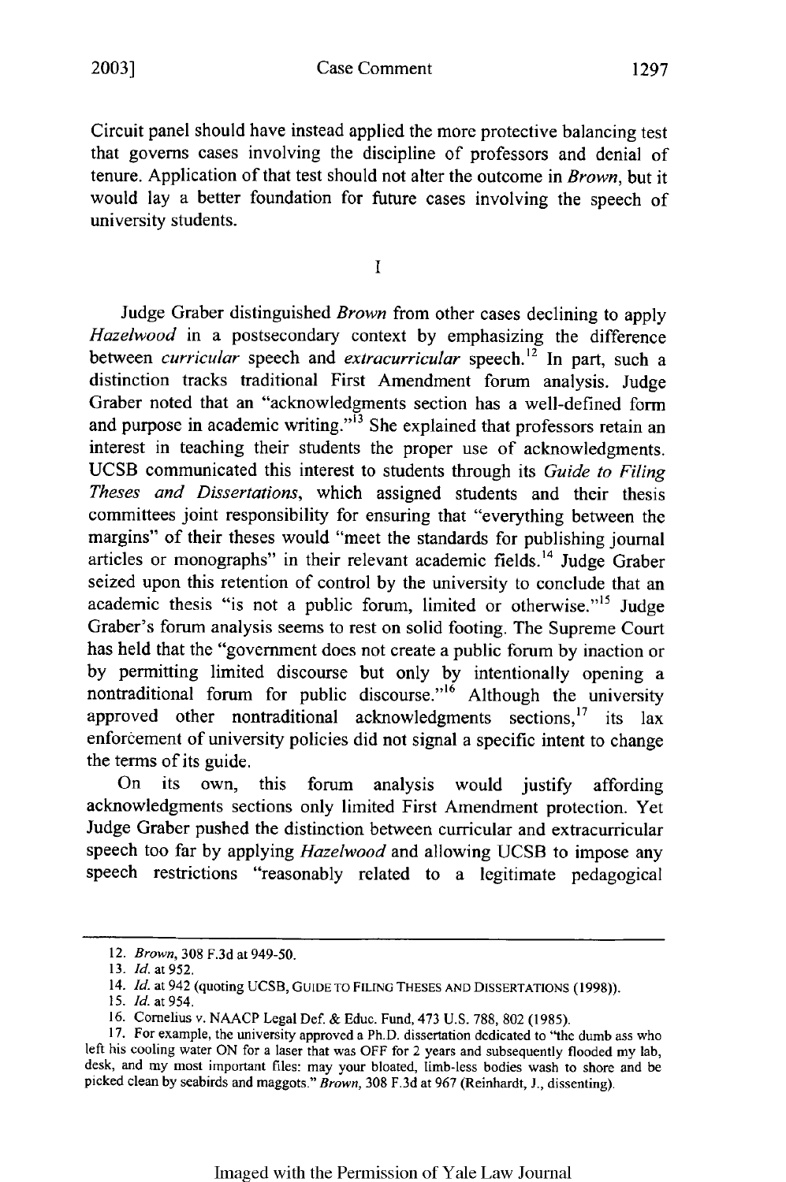Circuit panel should have instead applied the more protective balancing test that governs cases involving the discipline of professors and denial of tenure. Application of that test should not alter the outcome in *Brown*, but it would lay a better foundation for future cases involving the speech of university students.

## I

Judge Graber distinguished *Brown* from other cases declining to apply *Hazelwood* in a postsecondary context by emphasizing the difference between *curricular* speech and *extracurricular* speech.[12] In part, such a distinction tracks traditional First Amendment forum analysis. Judge Graber noted that an "acknowledgments section has a well-defined form and purpose in academic writing."[13] She explained that professors retain an interest in teaching their students the proper use of acknowledgments. UCSB communicated this interest to students through its *Guide to Filing Theses and Dissertations*, which assigned students and their thesis committees joint responsibility for ensuring that "everything between the margins" of their theses would "meet the standards for publishing journal articles or monographs" in their relevant academic fields.[14] Judge Graber seized upon this retention of control by the university to conclude that an academic thesis "is not a public forum, limited or otherwise."[15] Judge Graber's forum analysis seems to rest on solid footing. The Supreme Court has held that the "government does not create a public forum by inaction or by permitting limited discourse but only by intentionally opening a nontraditional forum for public discourse."[16] Although the university approved other nontraditional acknowledgments sections,[17] its lax enforcement of university policies did not signal a specific intent to change the terms of its guide.

On its own, this forum analysis would justify affording acknowledgments sections only limited First Amendment protection. Yet Judge Graber pushed the distinction between curricular and extracurricular speech too far by applying *Hazelwood* and allowing UCSB to impose any speech restrictions "reasonably related to a legitimate pedagogical

---

12. *Brown*, 308 F.3d at 949-50.

13. *Id.* at 952.

14. *Id.* at 942 (quoting UCSB, GUIDE TO FILING THESES AND DISSERTATIONS (1998)).

15. *Id.* at 954.

16. Cornelius v. NAACP Legal Def. & Educ. Fund, 473 U.S. 788, 802 (1985).

17. For example, the university approved a Ph.D. dissertation dedicated to "the dumb ass who left his cooling water ON for a laser that was OFF for 2 years and subsequently flooded my lab, desk, and my most important files: may your bloated, limb-less bodies wash to shore and be picked clean by seabirds and maggots." *Brown*, 308 F.3d at 967 (Reinhardt, J., dissenting).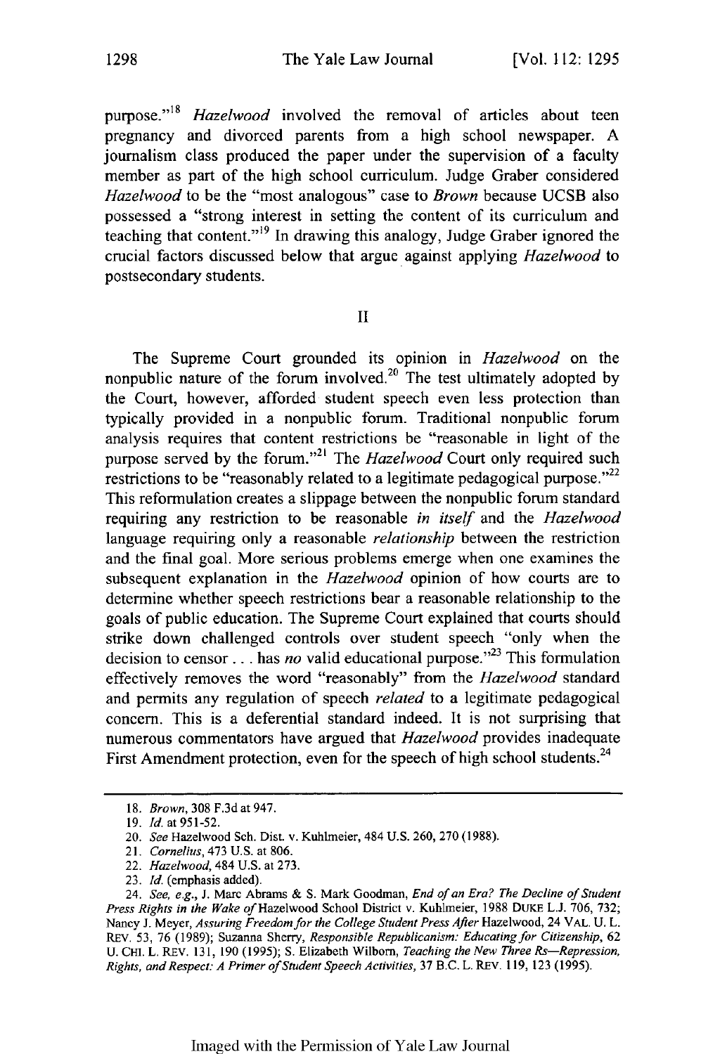purpose."[18] *Hazelwood* involved the removal of articles about teen pregnancy and divorced parents from a high school newspaper. A journalism class produced the paper under the supervision of a faculty member as part of the high school curriculum. Judge Graber considered *Hazelwood* to be the "most analogous" case to *Brown* because UCSB also possessed a "strong interest in setting the content of its curriculum and teaching that content."[19] In drawing this analogy, Judge Graber ignored the crucial factors discussed below that argue against applying *Hazelwood* to postsecondary students.

## II

The Supreme Court grounded its opinion in *Hazelwood* on the nonpublic nature of the forum involved.[20] The test ultimately adopted by the Court, however, afforded student speech even less protection than typically provided in a nonpublic forum. Traditional nonpublic forum analysis requires that content restrictions be "reasonable in light of the purpose served by the forum."[21] The *Hazelwood* Court only required such restrictions to be "reasonably related to a legitimate pedagogical purpose."[22] This reformulation creates a slippage between the nonpublic forum standard requiring any restriction to be reasonable *in itself* and the *Hazelwood* language requiring only a reasonable *relationship* between the restriction and the final goal. More serious problems emerge when one examines the subsequent explanation in the *Hazelwood* opinion of how courts are to determine whether speech restrictions bear a reasonable relationship to the goals of public education. The Supreme Court explained that courts should strike down challenged controls over student speech "only when the decision to censor . . . has *no* valid educational purpose."[23] This formulation effectively removes the word "reasonably" from the *Hazelwood* standard and permits any regulation of speech *related* to a legitimate pedagogical concern. This is a deferential standard indeed. It is not surprising that numerous commentators have argued that *Hazelwood* provides inadequate First Amendment protection, even for the speech of high school students.[24]

---

18. *Brown*, 308 F.3d at 947.

19. *Id.* at 951-52.

20. *See* Hazelwood Sch. Dist. v. Kuhlmeier, 484 U.S. 260, 270 (1988).

21. *Cornelius*, 473 U.S. at 806.

22. *Hazelwood*, 484 U.S. at 273.

23. *Id.* (emphasis added).

24. *See, e.g.*, J. Marc Abrams & S. Mark Goodman, *End of an Era? The Decline of Student Press Rights in the Wake of* Hazelwood School District v. Kuhlmeier, 1988 DUKE L.J. 706, 732; Nancy J. Meyer, *Assuring Freedom for the College Student Press After* Hazelwood, 24 VAL. U. L. REV. 53, 76 (1989); Suzanna Sherry, *Responsible Republicanism: Educating for Citizenship*, 62 U. CHI. L. REV. 131, 190 (1995); S. Elizabeth Wilborn, *Teaching the New Three Rs—Repression, Rights, and Respect: A Primer of Student Speech Activities*, 37 B.C. L. REV. 119, 123 (1995).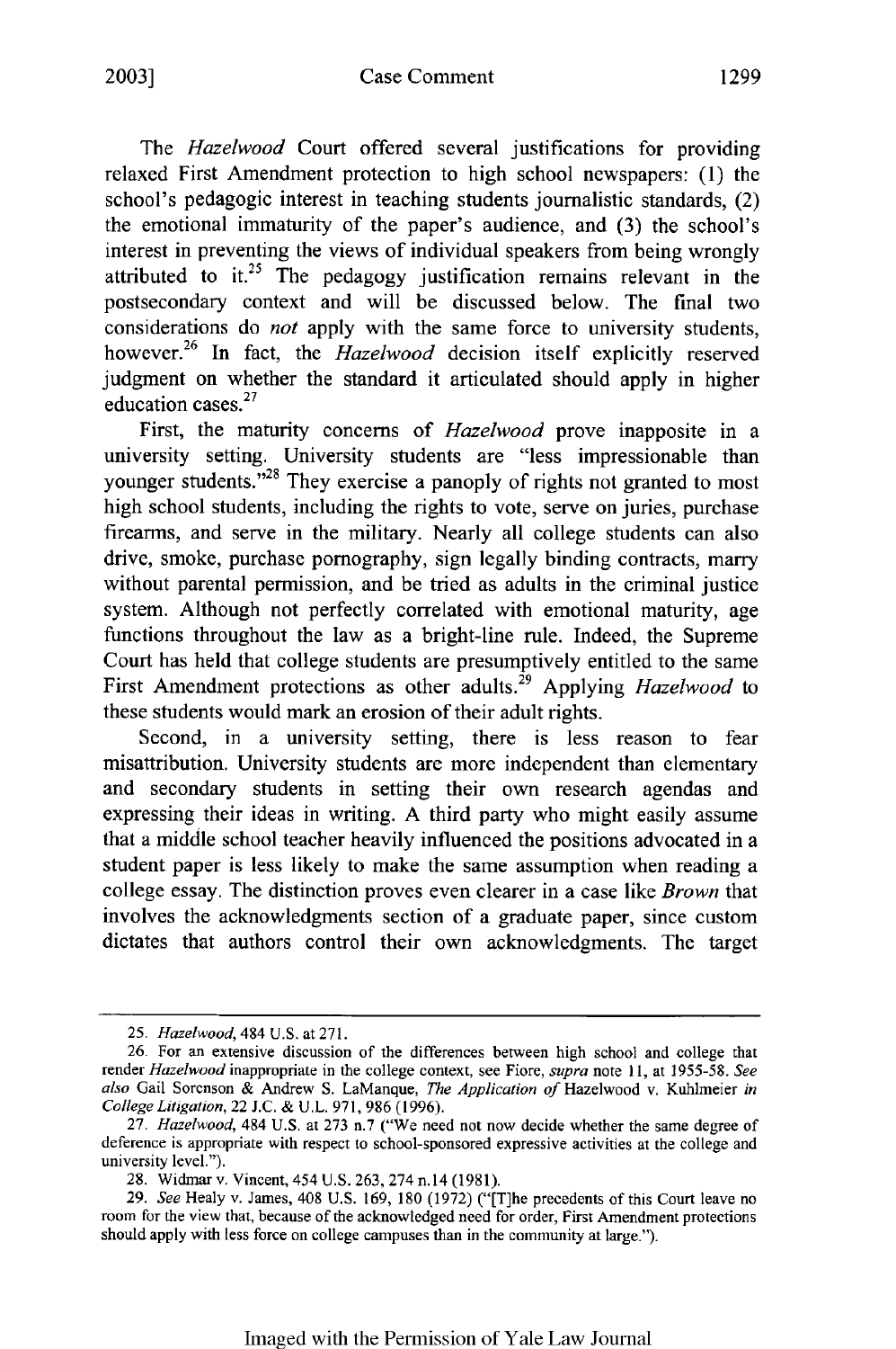The *Hazelwood* Court offered several justifications for providing relaxed First Amendment protection to high school newspapers: (1) the school's pedagogic interest in teaching students journalistic standards, (2) the emotional immaturity of the paper's audience, and (3) the school's interest in preventing the views of individual speakers from being wrongly attributed to it.[25] The pedagogy justification remains relevant in the postsecondary context and will be discussed below. The final two considerations do *not* apply with the same force to university students, however.[26] In fact, the *Hazelwood* decision itself explicitly reserved judgment on whether the standard it articulated should apply in higher education cases.[27]

First, the maturity concerns of *Hazelwood* prove inapposite in a university setting. University students are "less impressionable than younger students."[28] They exercise a panoply of rights not granted to most high school students, including the rights to vote, serve on juries, purchase firearms, and serve in the military. Nearly all college students can also drive, smoke, purchase pornography, sign legally binding contracts, marry without parental permission, and be tried as adults in the criminal justice system. Although not perfectly correlated with emotional maturity, age functions throughout the law as a bright-line rule. Indeed, the Supreme Court has held that college students are presumptively entitled to the same First Amendment protections as other adults.[29] Applying *Hazelwood* to these students would mark an erosion of their adult rights.

Second, in a university setting, there is less reason to fear misattribution. University students are more independent than elementary and secondary students in setting their own research agendas and expressing their ideas in writing. A third party who might easily assume that a middle school teacher heavily influenced the positions advocated in a student paper is less likely to make the same assumption when reading a college essay. The distinction proves even clearer in a case like *Brown* that involves the acknowledgments section of a graduate paper, since custom dictates that authors control their own acknowledgments. The target

---

25. *Hazelwood*, 484 U.S. at 271.

26. For an extensive discussion of the differences between high school and college that render *Hazelwood* inappropriate in the college context, see Fiore, *supra* note 11, at 1955-58. *See also* Gail Sorenson & Andrew S. LaManque, *The Application of* Hazelwood v. Kuhlmeier *in College Litigation*, 22 J.C. & U.L. 971, 986 (1996).

27. *Hazelwood*, 484 U.S. at 273 n.7 ("We need not now decide whether the same degree of deference is appropriate with respect to school-sponsored expressive activities at the college and university level.").

28. Widmar v. Vincent, 454 U.S. 263, 274 n.14 (1981).

29. *See* Healy v. James, 408 U.S. 169, 180 (1972) ("[T]he precedents of this Court leave no room for the view that, because of the acknowledged need for order, First Amendment protections should apply with less force on college campuses than in the community at large.").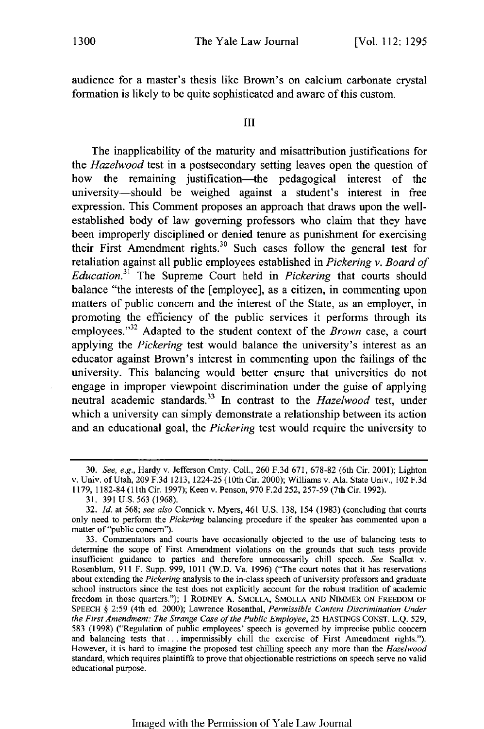audience for a master's thesis like Brown's on calcium carbonate crystal formation is likely to be quite sophisticated and aware of this custom.

## III

The inapplicability of the maturity and misattribution justifications for the *Hazelwood* test in a postsecondary setting leaves open the question of how the remaining justification—the pedagogical interest of the university—should be weighed against a student's interest in free expression. This Comment proposes an approach that draws upon the well-established body of law governing professors who claim that they have been improperly disciplined or denied tenure as punishment for exercising their First Amendment rights.[30] Such cases follow the general test for retaliation against all public employees established in *Pickering v. Board of Education*.[31] The Supreme Court held in *Pickering* that courts should balance "the interests of the [employee], as a citizen, in commenting upon matters of public concern and the interest of the State, as an employer, in promoting the efficiency of the public services it performs through its employees."[32] Adapted to the student context of the *Brown* case, a court applying the *Pickering* test would balance the university's interest as an educator against Brown's interest in commenting upon the failings of the university. This balancing would better ensure that universities do not engage in improper viewpoint discrimination under the guise of applying neutral academic standards.[33] In contrast to the *Hazelwood* test, under which a university can simply demonstrate a relationship between its action and an educational goal, the *Pickering* test would require the university to

---

30. *See, e.g.*, Hardy v. Jefferson Cmty. Coll., 260 F.3d 671, 678-82 (6th Cir. 2001); Lighton v. Univ. of Utah, 209 F.3d 1213, 1224-25 (10th Cir. 2000); Williams v. Ala. State Univ., 102 F.3d 1179, 1182-84 (11th Cir. 1997); Keen v. Penson, 970 F.2d 252, 257-59 (7th Cir. 1992).

31. 391 U.S. 563 (1968).

32. *Id.* at 568; *see also* Connick v. Myers, 461 U.S. 138, 154 (1983) (concluding that courts only need to perform the *Pickering* balancing procedure if the speaker has commented upon a matter of "public concern").

33. Commentators and courts have occasionally objected to the use of balancing tests to determine the scope of First Amendment violations on the grounds that such tests provide insufficient guidance to parties and therefore unnecessarily chill speech. *See* Scallet v. Rosenblum, 911 F. Supp. 999, 1011 (W.D. Va. 1996) ("The court notes that it has reservations about extending the *Pickering* analysis to the in-class speech of university professors and graduate school instructors since the test does not explicitly account for the robust tradition of academic freedom in those quarters."); 1 RODNEY A. SMOLLA, SMOLLA AND NIMMER ON FREEDOM OF SPEECH § 2:59 (4th ed. 2000); Lawrence Rosenthal, *Permissible Content Discrimination Under the First Amendment: The Strange Case of the Public Employee*, 25 HASTINGS CONST. L.Q. 529, 583 (1998) ("Regulation of public employees' speech is governed by imprecise public concern and balancing tests that . . . impermissibly chill the exercise of First Amendment rights."). However, it is hard to imagine the proposed test chilling speech any more than the *Hazelwood* standard, which requires plaintiffs to prove that objectionable restrictions on speech serve no valid educational purpose.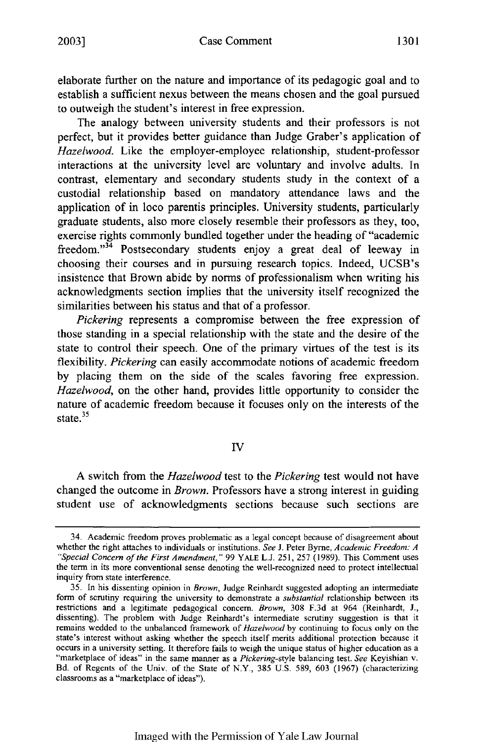elaborate further on the nature and importance of its pedagogic goal and to establish a sufficient nexus between the means chosen and the goal pursued to outweigh the student's interest in free expression.

The analogy between university students and their professors is not perfect, but it provides better guidance than Judge Graber's application of *Hazelwood*. Like the employer-employee relationship, student-professor interactions at the university level are voluntary and involve adults. In contrast, elementary and secondary students study in the context of a custodial relationship based on mandatory attendance laws and the application of in loco parentis principles. University students, particularly graduate students, also more closely resemble their professors as they, too, exercise rights commonly bundled together under the heading of "academic freedom."[34] Postsecondary students enjoy a great deal of leeway in choosing their courses and in pursuing research topics. Indeed, UCSB's insistence that Brown abide by norms of professionalism when writing his acknowledgments section implies that the university itself recognized the similarities between his status and that of a professor.

*Pickering* represents a compromise between the free expression of those standing in a special relationship with the state and the desire of the state to control their speech. One of the primary virtues of the test is its flexibility. *Pickering* can easily accommodate notions of academic freedom by placing them on the side of the scales favoring free expression. *Hazelwood*, on the other hand, provides little opportunity to consider the nature of academic freedom because it focuses only on the interests of the state.[35]

## IV

A switch from the *Hazelwood* test to the *Pickering* test would not have changed the outcome in *Brown*. Professors have a strong interest in guiding student use of acknowledgments sections because such sections are

---

34. Academic freedom proves problematic as a legal concept because of disagreement about whether the right attaches to individuals or institutions. *See* J. Peter Byrne, *Academic Freedom: A "Special Concern of the First Amendment,"* 99 YALE L.J. 251, 257 (1989). This Comment uses the term in its more conventional sense denoting the well-recognized need to protect intellectual inquiry from state interference.

35. In his dissenting opinion in *Brown*, Judge Reinhardt suggested adopting an intermediate form of scrutiny requiring the university to demonstrate a *substantial* relationship between its restrictions and a legitimate pedagogical concern. *Brown*, 308 F.3d at 964 (Reinhardt, J., dissenting). The problem with Judge Reinhardt's intermediate scrutiny suggestion is that it remains wedded to the unbalanced framework of *Hazelwood* by continuing to focus only on the state's interest without asking whether the speech itself merits additional protection because it occurs in a university setting. It therefore fails to weigh the unique status of higher education as a "marketplace of ideas" in the same manner as a *Pickering*-style balancing test. *See* Keyishian v. Bd. of Regents of the Univ. of the State of N.Y., 385 U.S. 589, 603 (1967) (characterizing classrooms as a "marketplace of ideas").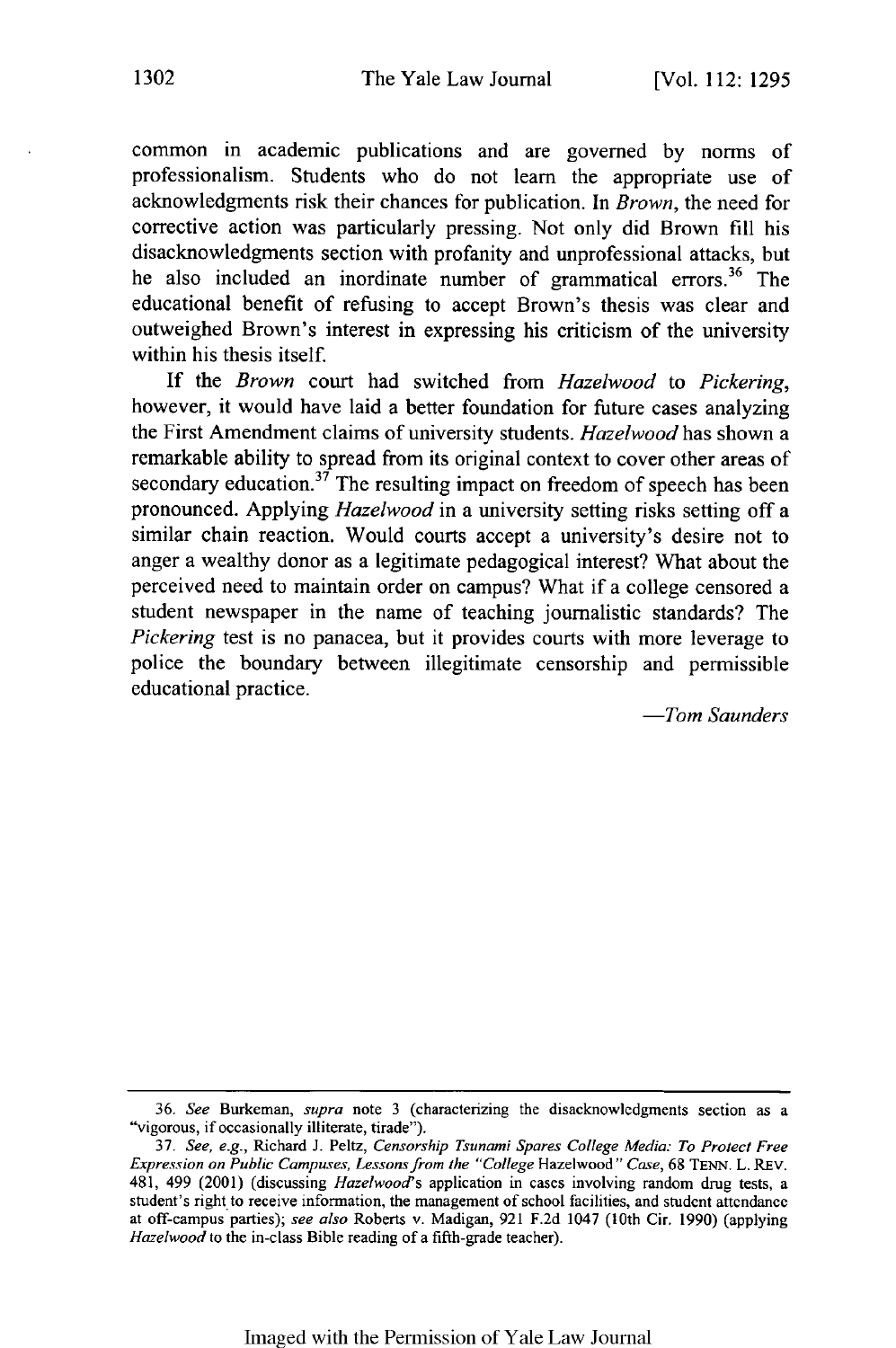common in academic publications and are governed by norms of professionalism. Students who do not learn the appropriate use of acknowledgments risk their chances for publication. In *Brown*, the need for corrective action was particularly pressing. Not only did Brown fill his disacknowledgments section with profanity and unprofessional attacks, but he also included an inordinate number of grammatical errors.[36] The educational benefit of refusing to accept Brown's thesis was clear and outweighed Brown's interest in expressing his criticism of the university within his thesis itself.

If the *Brown* court had switched from *Hazelwood* to *Pickering*, however, it would have laid a better foundation for future cases analyzing the First Amendment claims of university students. *Hazelwood* has shown a remarkable ability to spread from its original context to cover other areas of secondary education.[37] The resulting impact on freedom of speech has been pronounced. Applying *Hazelwood* in a university setting risks setting off a similar chain reaction. Would courts accept a university's desire not to anger a wealthy donor as a legitimate pedagogical interest? What about the perceived need to maintain order on campus? What if a college censored a student newspaper in the name of teaching journalistic standards? The *Pickering* test is no panacea, but it provides courts with more leverage to police the boundary between illegitimate censorship and permissible educational practice.

—*Tom Saunders*

---

36. *See* Burkeman, *supra* note 3 (characterizing the disacknowledgments section as a "vigorous, if occasionally illiterate, tirade").

37. *See, e.g.*, Richard J. Peltz, *Censorship Tsunami Spares College Media: To Protect Free Expression on Public Campuses, Lessons from the "College* Hazelwood*" Case*, 68 TENN. L. REV. 481, 499 (2001) (discussing *Hazelwood*'s application in cases involving random drug tests, a student's right to receive information, the management of school facilities, and student attendance at off-campus parties); *see also* Roberts v. Madigan, 921 F.2d 1047 (10th Cir. 1990) (applying *Hazelwood* to the in-class Bible reading of a fifth-grade teacher).

Imaged with the Permission of Yale Law Journal